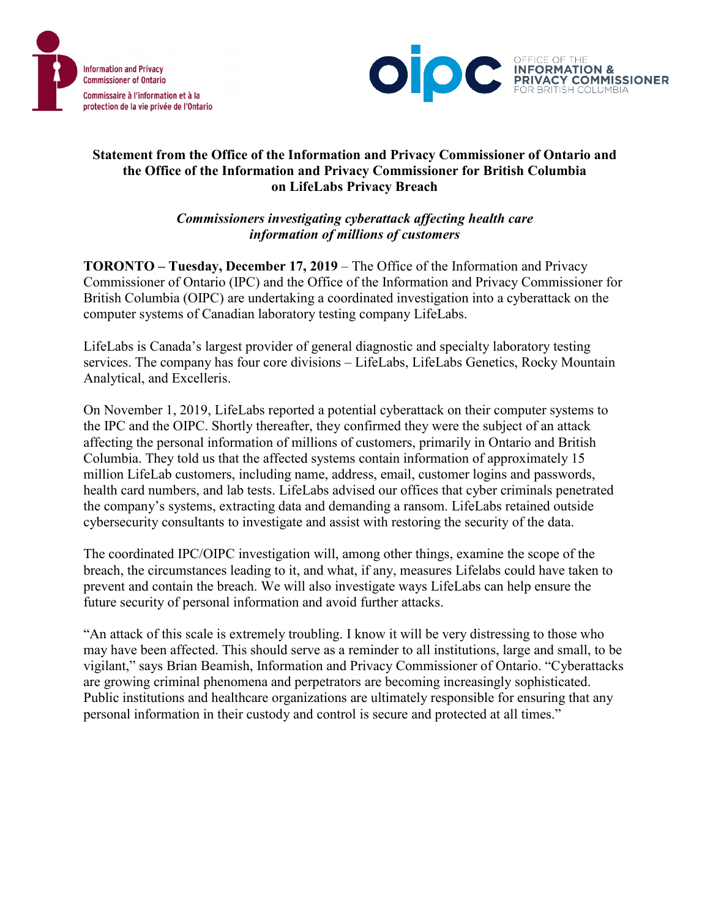Information and Privacy Commissioner of Ontario
Commissaire à l'information et à la protection de la vie privée de l'Ontario

OFFICE OF THE INFORMATION & PRIVACY COMMISSIONER FOR BRITISH COLUMBIA

# Statement from the Office of the Information and Privacy Commissioner of Ontario and the Office of the Information and Privacy Commissioner for British Columbia on LifeLabs Privacy Breach

***Commissioners investigating cyberattack affecting health care information of millions of customers***

**TORONTO – Tuesday, December 17, 2019** – The Office of the Information and Privacy Commissioner of Ontario (IPC) and the Office of the Information and Privacy Commissioner for British Columbia (OIPC) are undertaking a coordinated investigation into a cyberattack on the computer systems of Canadian laboratory testing company LifeLabs.

LifeLabs is Canada's largest provider of general diagnostic and specialty laboratory testing services. The company has four core divisions – LifeLabs, LifeLabs Genetics, Rocky Mountain Analytical, and Excelleris.

On November 1, 2019, LifeLabs reported a potential cyberattack on their computer systems to the IPC and the OIPC. Shortly thereafter, they confirmed they were the subject of an attack affecting the personal information of millions of customers, primarily in Ontario and British Columbia. They told us that the affected systems contain information of approximately 15 million LifeLab customers, including name, address, email, customer logins and passwords, health card numbers, and lab tests. LifeLabs advised our offices that cyber criminals penetrated the company's systems, extracting data and demanding a ransom. LifeLabs retained outside cybersecurity consultants to investigate and assist with restoring the security of the data.

The coordinated IPC/OIPC investigation will, among other things, examine the scope of the breach, the circumstances leading to it, and what, if any, measures Lifelabs could have taken to prevent and contain the breach. We will also investigate ways LifeLabs can help ensure the future security of personal information and avoid further attacks.

"An attack of this scale is extremely troubling. I know it will be very distressing to those who may have been affected. This should serve as a reminder to all institutions, large and small, to be vigilant," says Brian Beamish, Information and Privacy Commissioner of Ontario. "Cyberattacks are growing criminal phenomena and perpetrators are becoming increasingly sophisticated. Public institutions and healthcare organizations are ultimately responsible for ensuring that any personal information in their custody and control is secure and protected at all times."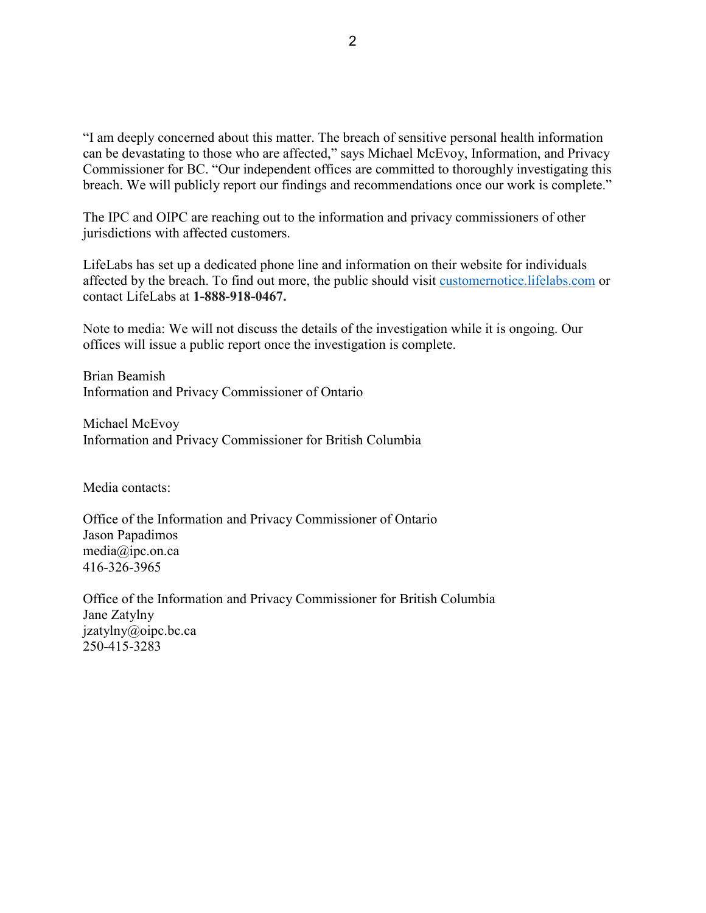"I am deeply concerned about this matter. The breach of sensitive personal health information can be devastating to those who are affected," says Michael McEvoy, Information, and Privacy Commissioner for BC. "Our independent offices are committed to thoroughly investigating this breach. We will publicly report our findings and recommendations once our work is complete."

The IPC and OIPC are reaching out to the information and privacy commissioners of other jurisdictions with affected customers.

LifeLabs has set up a dedicated phone line and information on their website for individuals affected by the breach. To find out more, the public should visit [customernotice.lifelabs.com](customernotice.lifelabs.com) or contact LifeLabs at **1-888-918-0467.**

Note to media: We will not discuss the details of the investigation while it is ongoing. Our offices will issue a public report once the investigation is complete.

Brian Beamish
Information and Privacy Commissioner of Ontario

Michael McEvoy
Information and Privacy Commissioner for British Columbia

Media contacts:

Office of the Information and Privacy Commissioner of Ontario
Jason Papadimos
media@ipc.on.ca
416-326-3965

Office of the Information and Privacy Commissioner for British Columbia
Jane Zatylny
jzatylny@oipc.bc.ca
250-415-3283